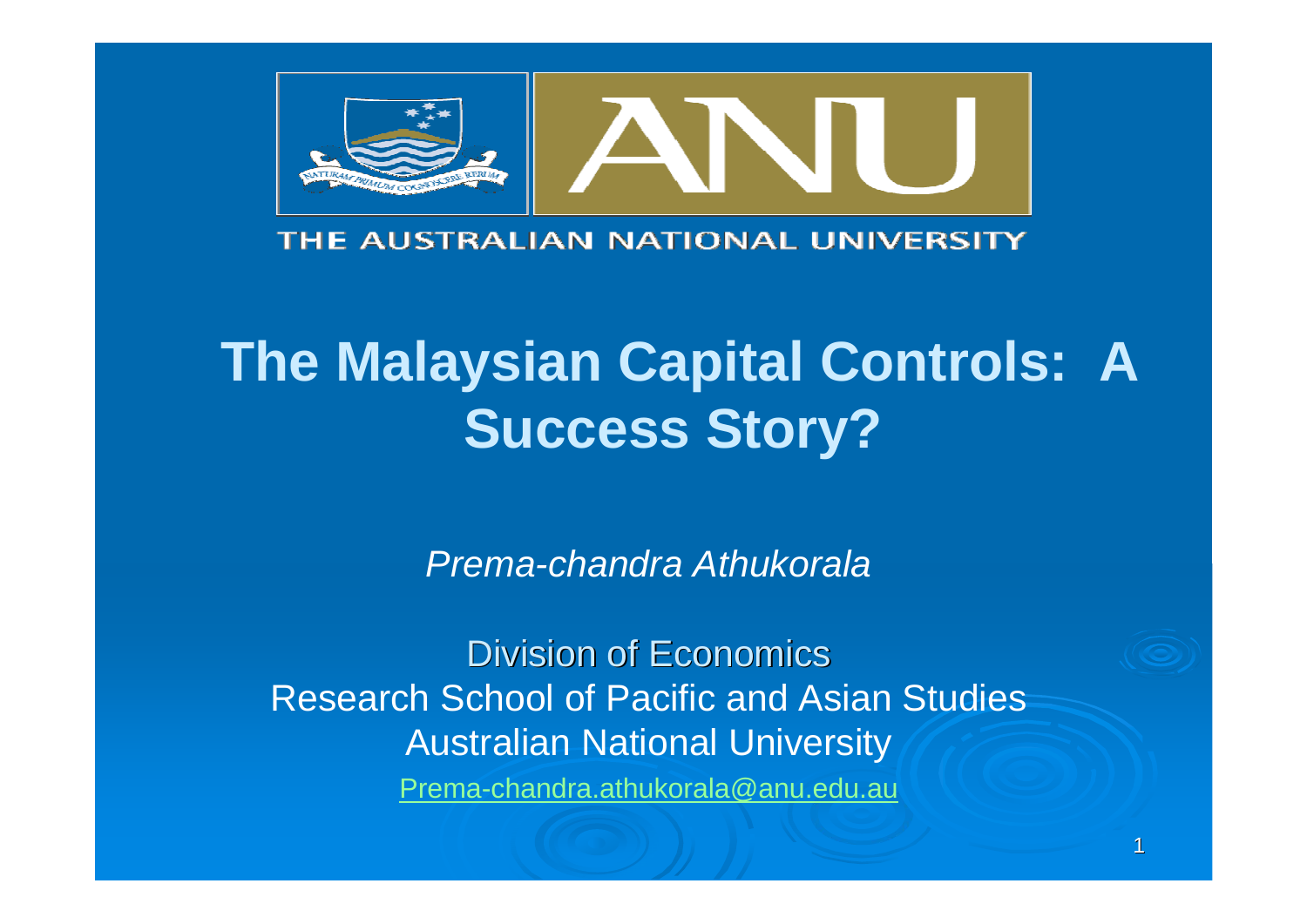THE AUSTRALIAN NATIONAL UNIVERSITY

# The Malaysian Capital Controls: A Success Story?

*Prema-chandra Athukorala*

Division of Economics
Research School of Pacific and Asian Studies
Australian National University
Prema-chandra.athukorala@anu.edu.au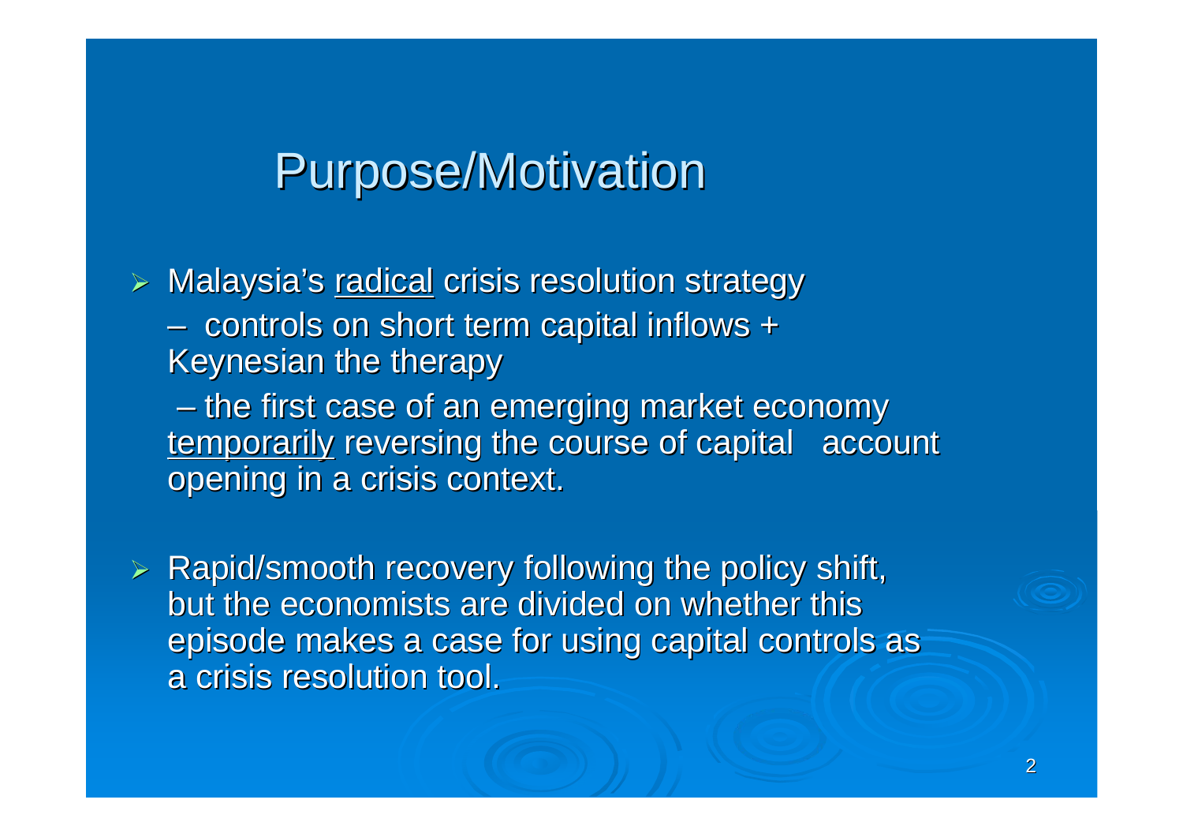# Purpose/Motivation

- Malaysia's <u>radical</u> crisis resolution strategy
  - controls on short term capital inflows + Keynesian the therapy
  - the first case of an emerging market economy <u>temporarily</u> reversing the course of capital account opening in a crisis context.
- Rapid/smooth recovery following the policy shift, but the economists are divided on whether this episode makes a case for using capital controls as a crisis resolution tool.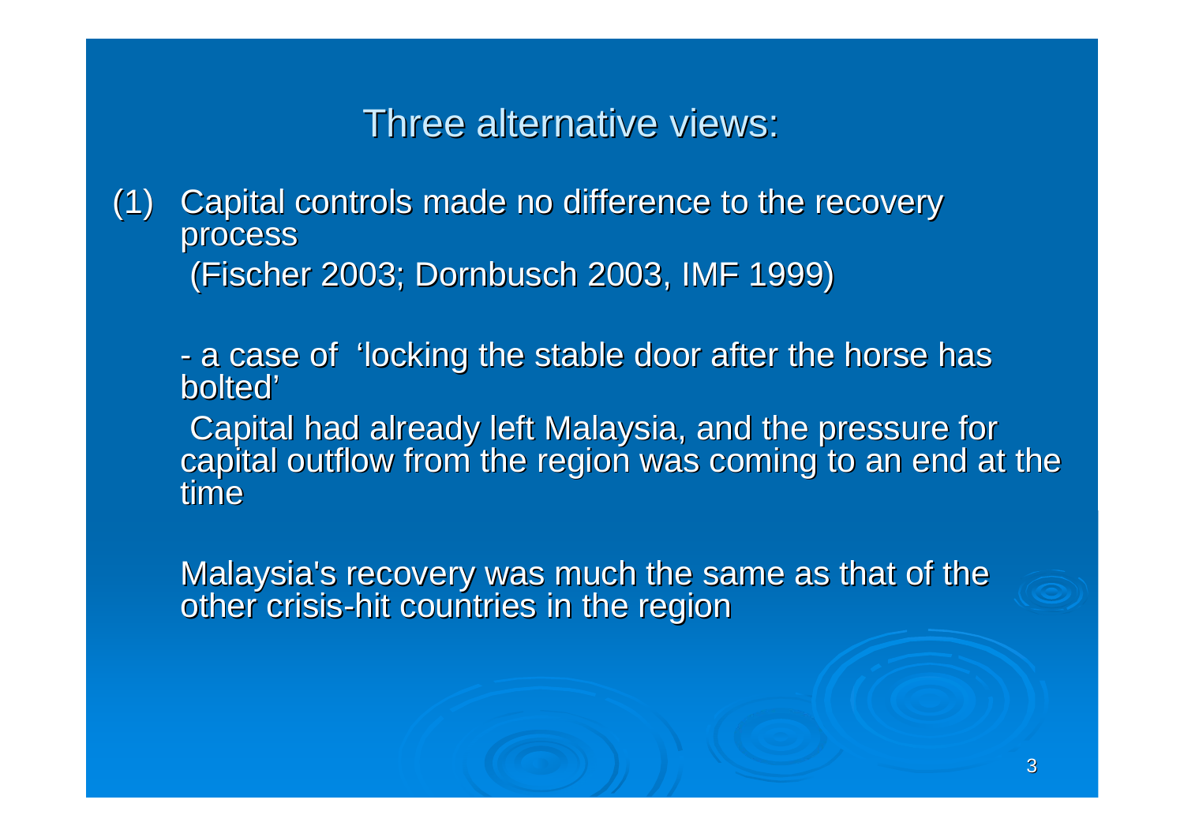## Three alternative views:

(1) Capital controls made no difference to the recovery process
(Fischer 2003; Dornbusch 2003, IMF 1999)

- a case of 'locking the stable door after the horse has bolted'

Capital had already left Malaysia, and the pressure for capital outflow from the region was coming to an end at the time

Malaysia's recovery was much the same as that of the other crisis-hit countries in the region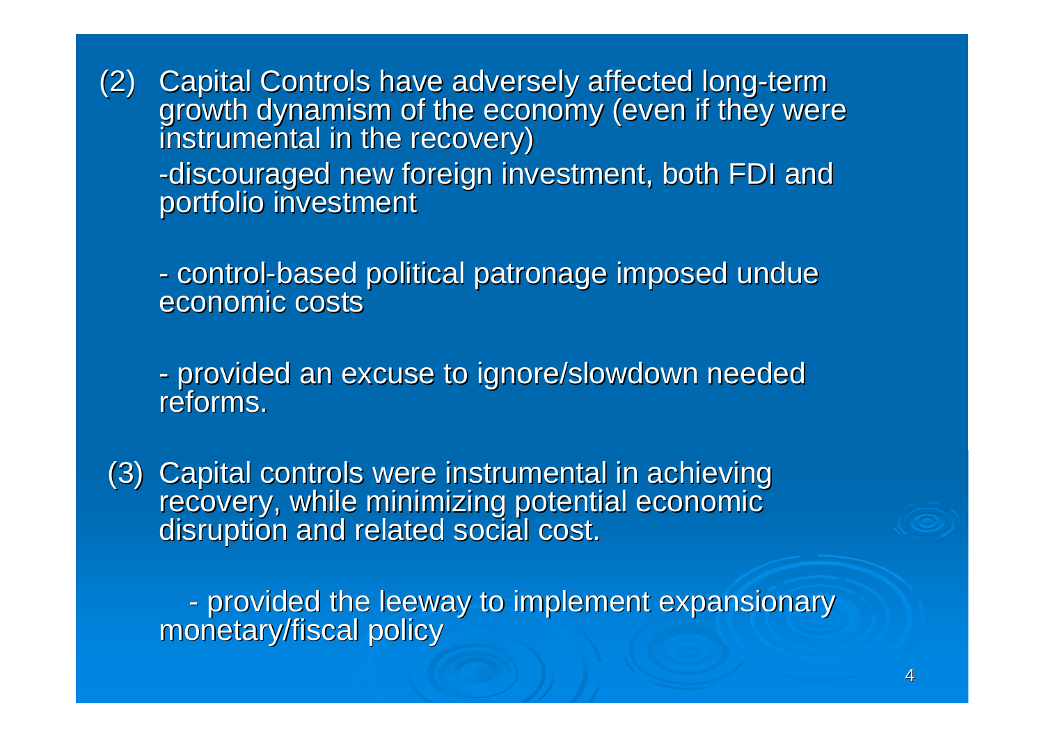(2) Capital Controls have adversely affected long-term growth dynamism of the economy (even if they were instrumental in the recovery)

- discouraged new foreign investment, both FDI and portfolio investment
- control-based political patronage imposed undue economic costs
- provided an excuse to ignore/slowdown needed reforms.

(3) Capital controls were instrumental in achieving recovery, while minimizing potential economic disruption and related social cost.

- provided the leeway to implement expansionary monetary/fiscal policy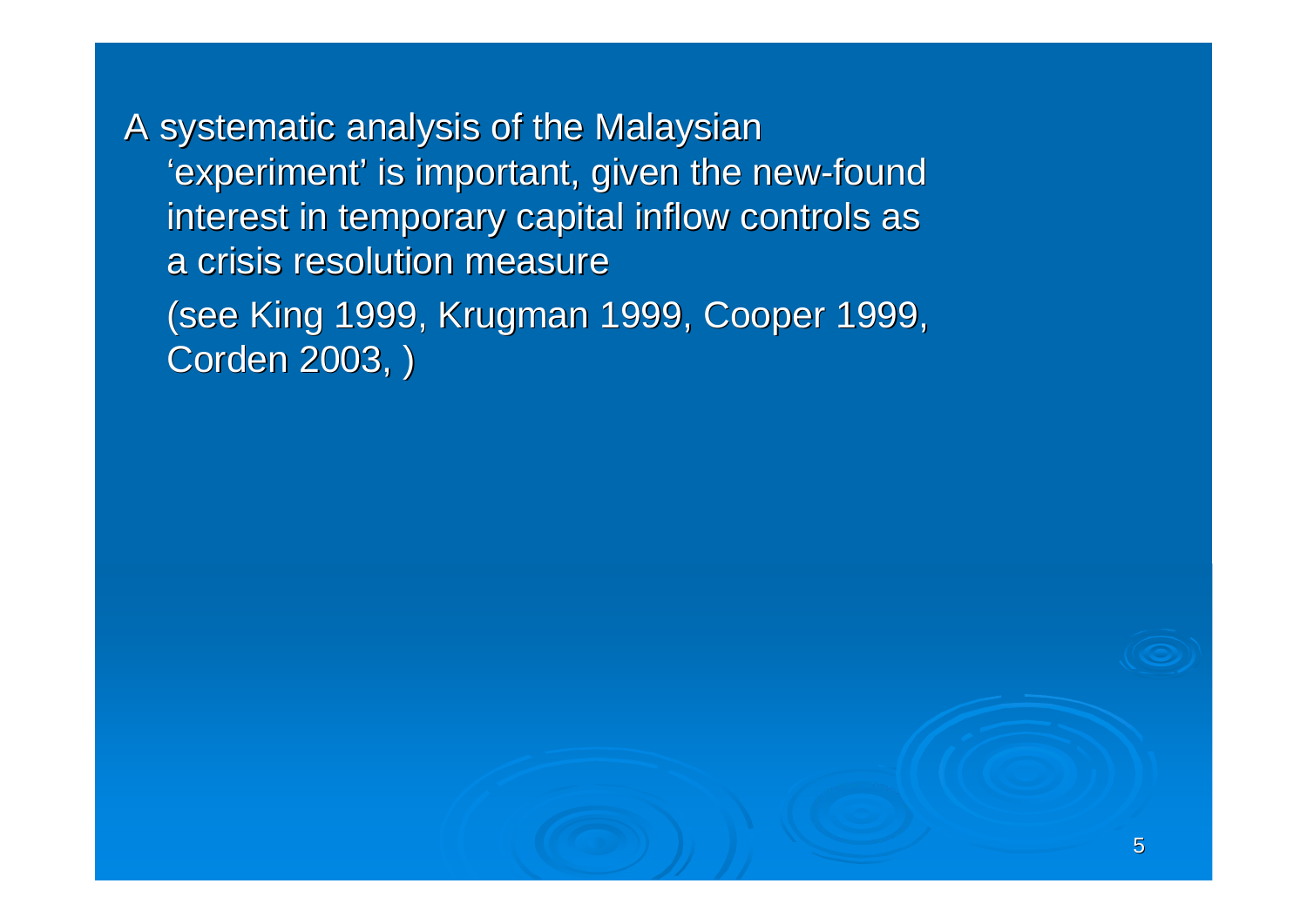A systematic analysis of the Malaysian 'experiment' is important, given the new-found interest in temporary capital inflow controls as a crisis resolution measure

(see King 1999, Krugman 1999, Cooper 1999, Corden 2003, )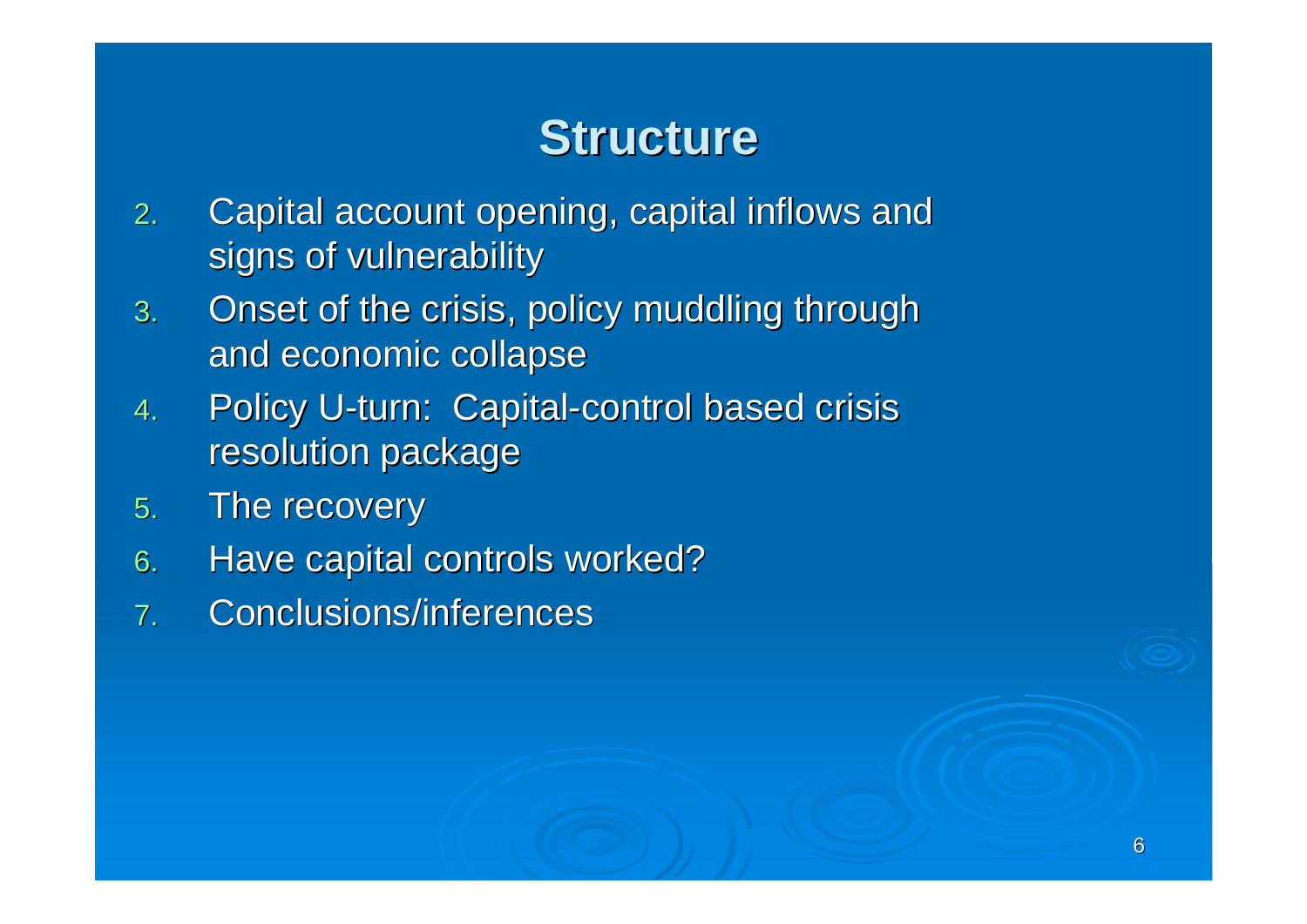# Structure

2. Capital account opening, capital inflows and signs of vulnerability
3. Onset of the crisis, policy muddling through and economic collapse
4. Policy U-turn: Capital-control based crisis resolution package
5. The recovery
6. Have capital controls worked?
7. Conclusions/inferences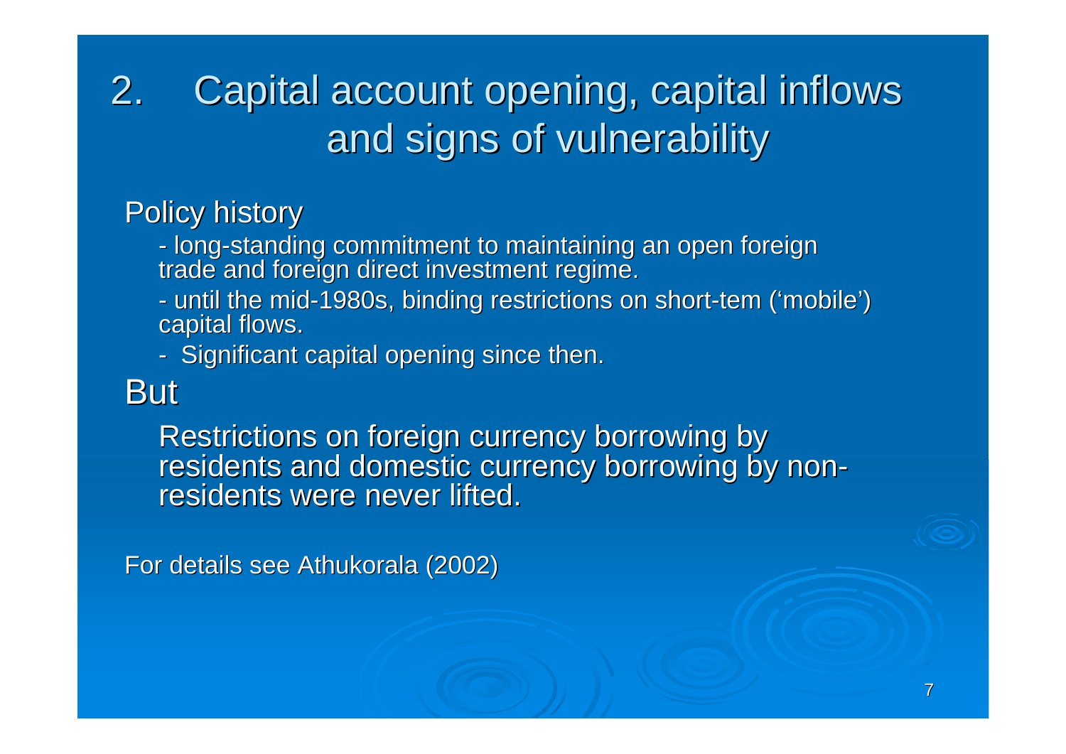# 2. Capital account opening, capital inflows and signs of vulnerability

Policy history

- long-standing commitment to maintaining an open foreign trade and foreign direct investment regime.
- until the mid-1980s, binding restrictions on short-tem ('mobile') capital flows.
- Significant capital opening since then.

But

Restrictions on foreign currency borrowing by residents and domestic currency borrowing by non-residents were never lifted.

For details see Athukorala (2002)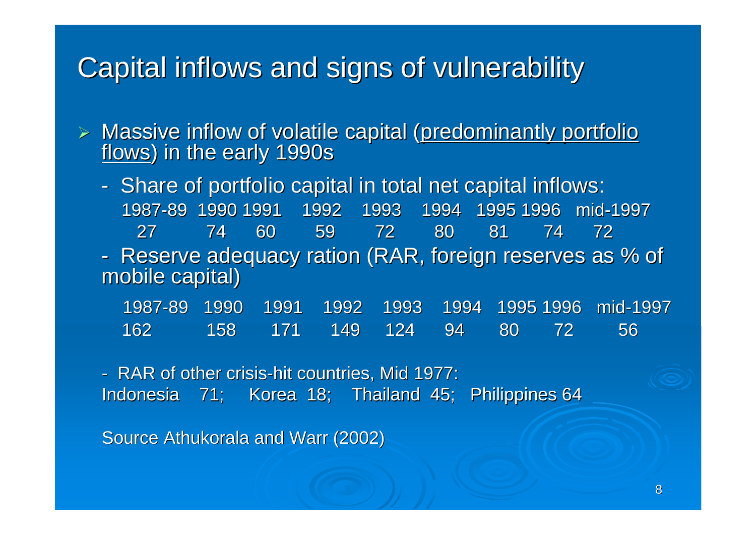# Capital inflows and signs of vulnerability

- Massive inflow of volatile capital (<u>predominantly portfolio flows</u>) in the early 1990s
  - Share of portfolio capital in total net capital inflows:

| 1987-89 | 1990 | 1991 | 1992 | 1993 | 1994 | 1995 | 1996 | mid-1997 |
|---|---|---|---|---|---|---|---|---|
| 27 | 74 | 60 | 59 | 72 | 80 | 81 | 74 | 72 |

  - Reserve adequacy ration (RAR, foreign reserves as % of mobile capital)

| 1987-89 | 1990 | 1991 | 1992 | 1993 | 1994 | 1995 | 1996 | mid-1997 |
|---|---|---|---|---|---|---|---|---|
| 162 | 158 | 171 | 149 | 124 | 94 | 80 | 72 | 56 |

  - RAR of other crisis-hit countries, Mid 1977:

Indonesia 71; Korea 18; Thailand 45; Philippines 64

Source Athukorala and Warr (2002)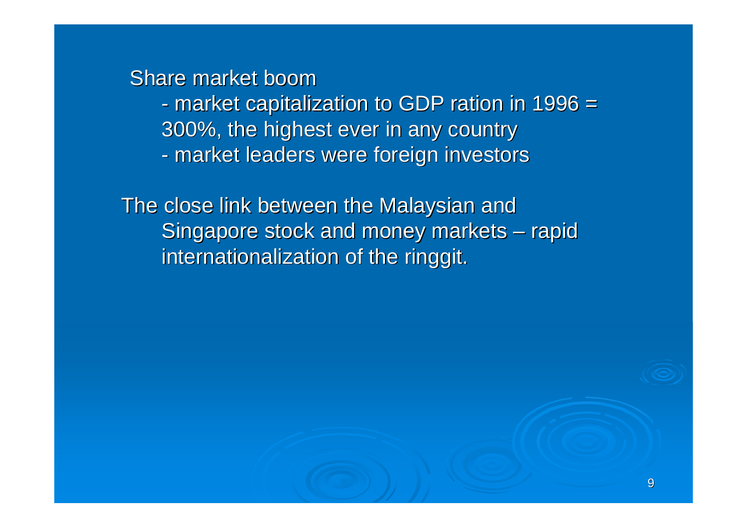Share market boom

- market capitalization to GDP ration in 1996 = 300%, the highest ever in any country
- market leaders were foreign investors

The close link between the Malaysian and Singapore stock and money markets – rapid internationalization of the ringgit.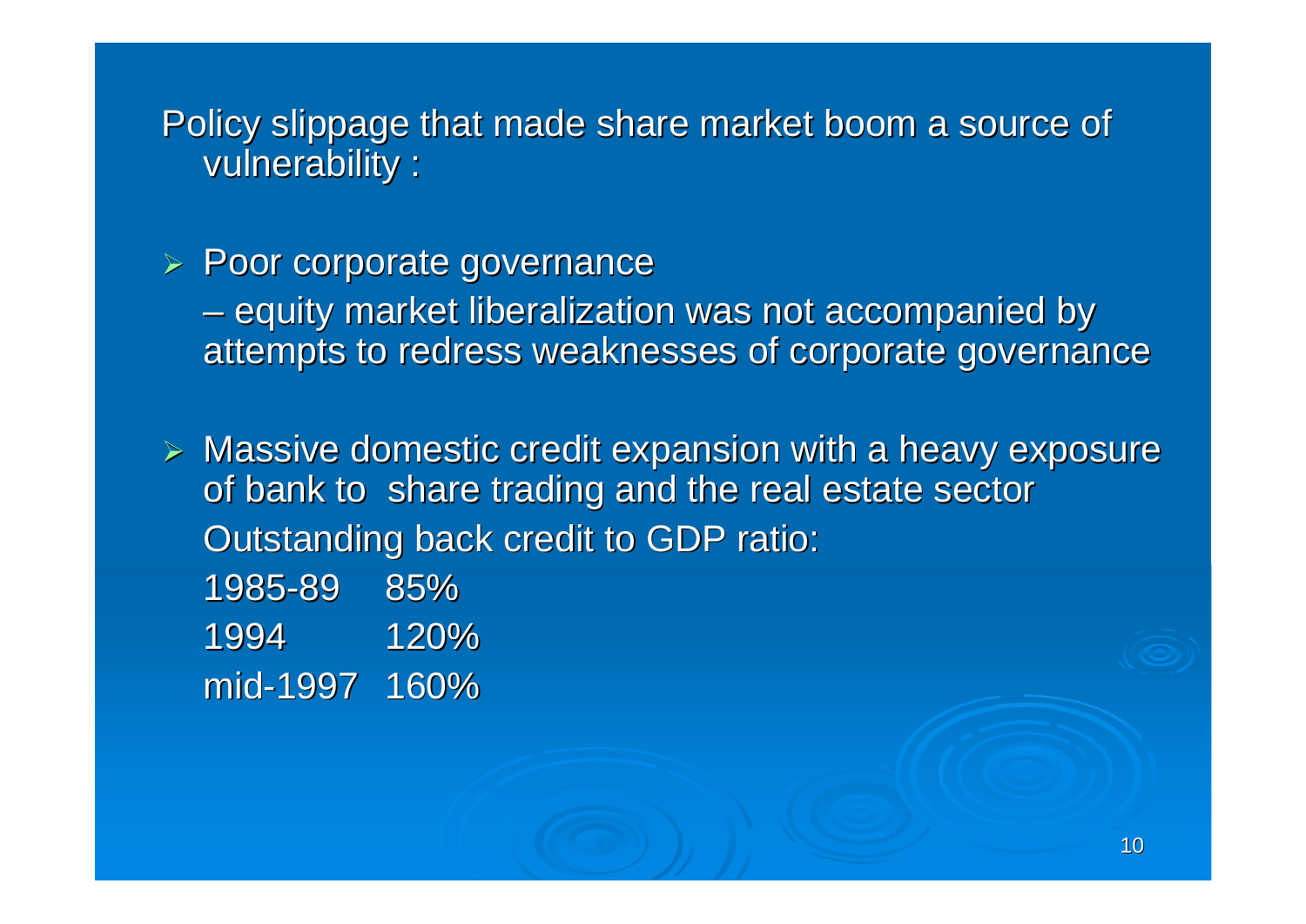Policy slippage that made share market boom a source of vulnerability :

- Poor corporate governance
  – equity market liberalization was not accompanied by attempts to redress weaknesses of corporate governance

- Massive domestic credit expansion with a heavy exposure of bank to share trading and the real estate sector

  Outstanding back credit to GDP ratio:

  | | |
  |---|---|
  | 1985-89 | 85% |
  | 1994 | 120% |
  | mid-1997 | 160% |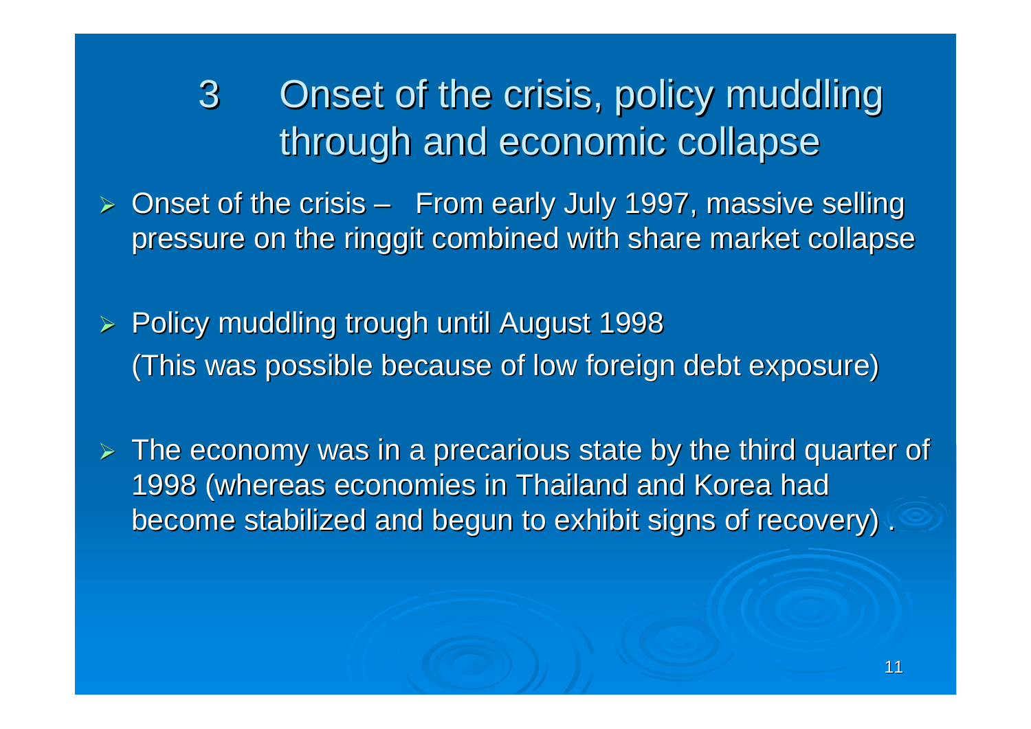# 3 Onset of the crisis, policy muddling through and economic collapse

- Onset of the crisis – From early July 1997, massive selling pressure on the ringgit combined with share market collapse

- Policy muddling trough until August 1998
  (This was possible because of low foreign debt exposure)

- The economy was in a precarious state by the third quarter of 1998 (whereas economies in Thailand and Korea had become stabilized and begun to exhibit signs of recovery) .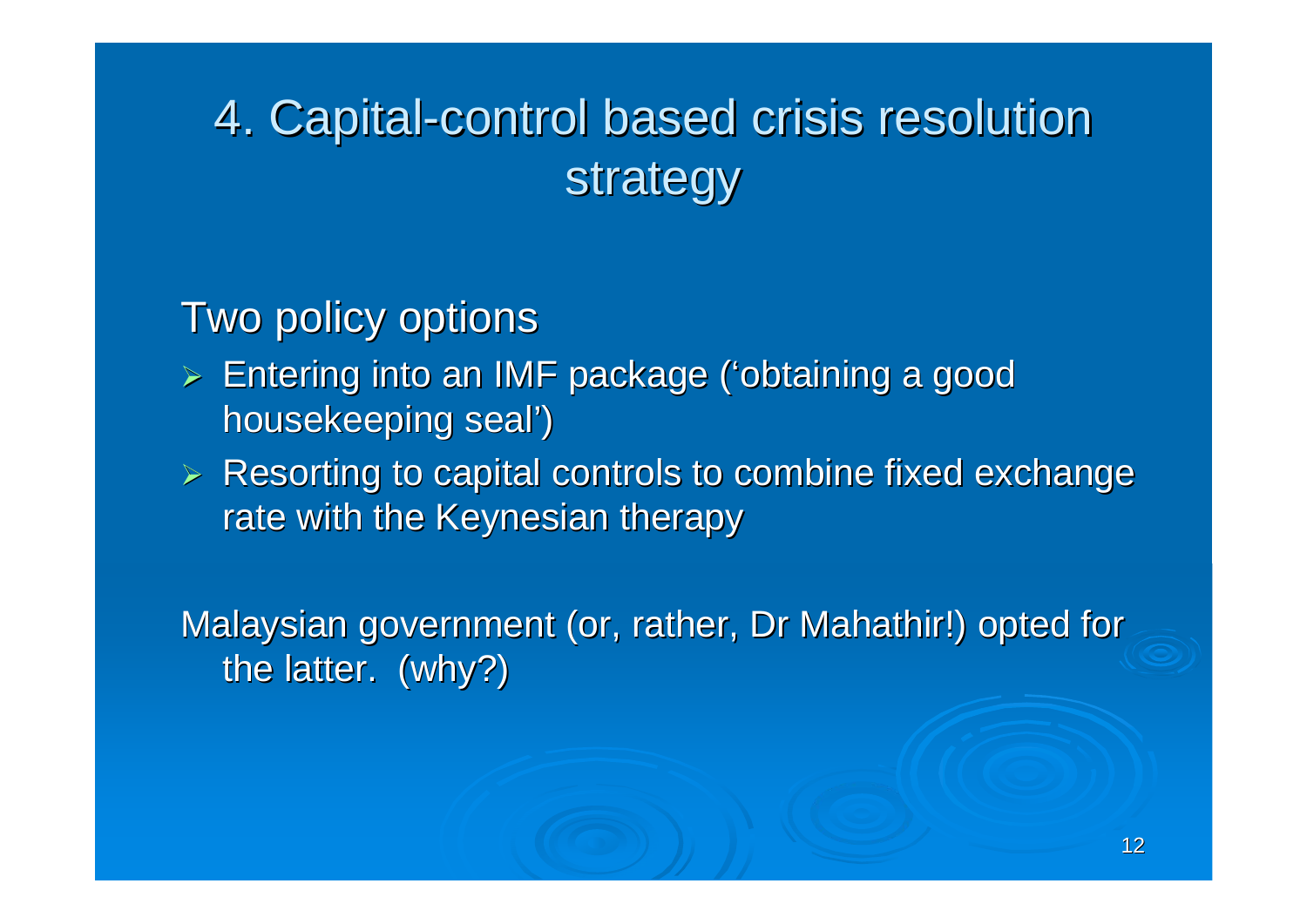# 4. Capital-control based crisis resolution strategy

Two policy options

- Entering into an IMF package ('obtaining a good housekeeping seal')
- Resorting to capital controls to combine fixed exchange rate with the Keynesian therapy

Malaysian government (or, rather, Dr Mahathir!) opted for the latter. (why?)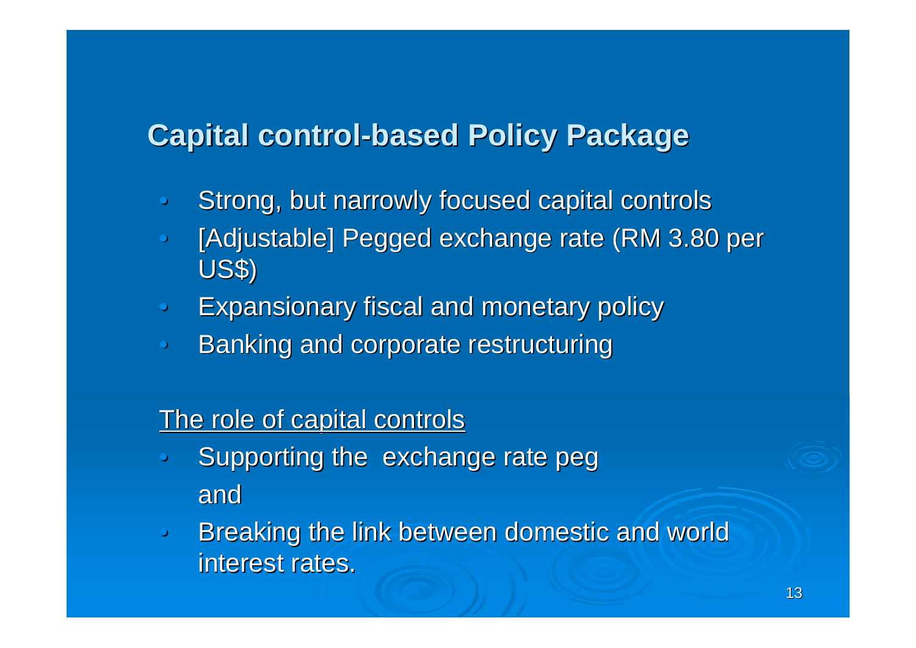## Capital control-based Policy Package

- Strong, but narrowly focused capital controls
- [Adjustable] Pegged exchange rate (RM 3.80 per US$)
- Expansionary fiscal and monetary policy
- Banking and corporate restructuring

<u>The role of capital controls</u>

- Supporting the exchange rate peg
  and
- Breaking the link between domestic and world interest rates.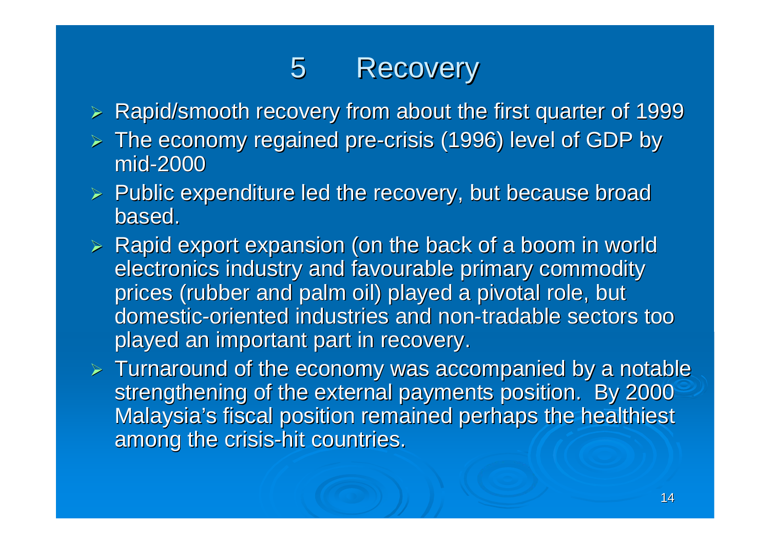# 5 Recovery

- Rapid/smooth recovery from about the first quarter of 1999
- The economy regained pre-crisis (1996) level of GDP by mid-2000
- Public expenditure led the recovery, but because broad based.
- Rapid export expansion (on the back of a boom in world electronics industry and favourable primary commodity prices (rubber and palm oil) played a pivotal role, but domestic-oriented industries and non-tradable sectors too played an important part in recovery.
- Turnaround of the economy was accompanied by a notable strengthening of the external payments position. By 2000 Malaysia's fiscal position remained perhaps the healthiest among the crisis-hit countries.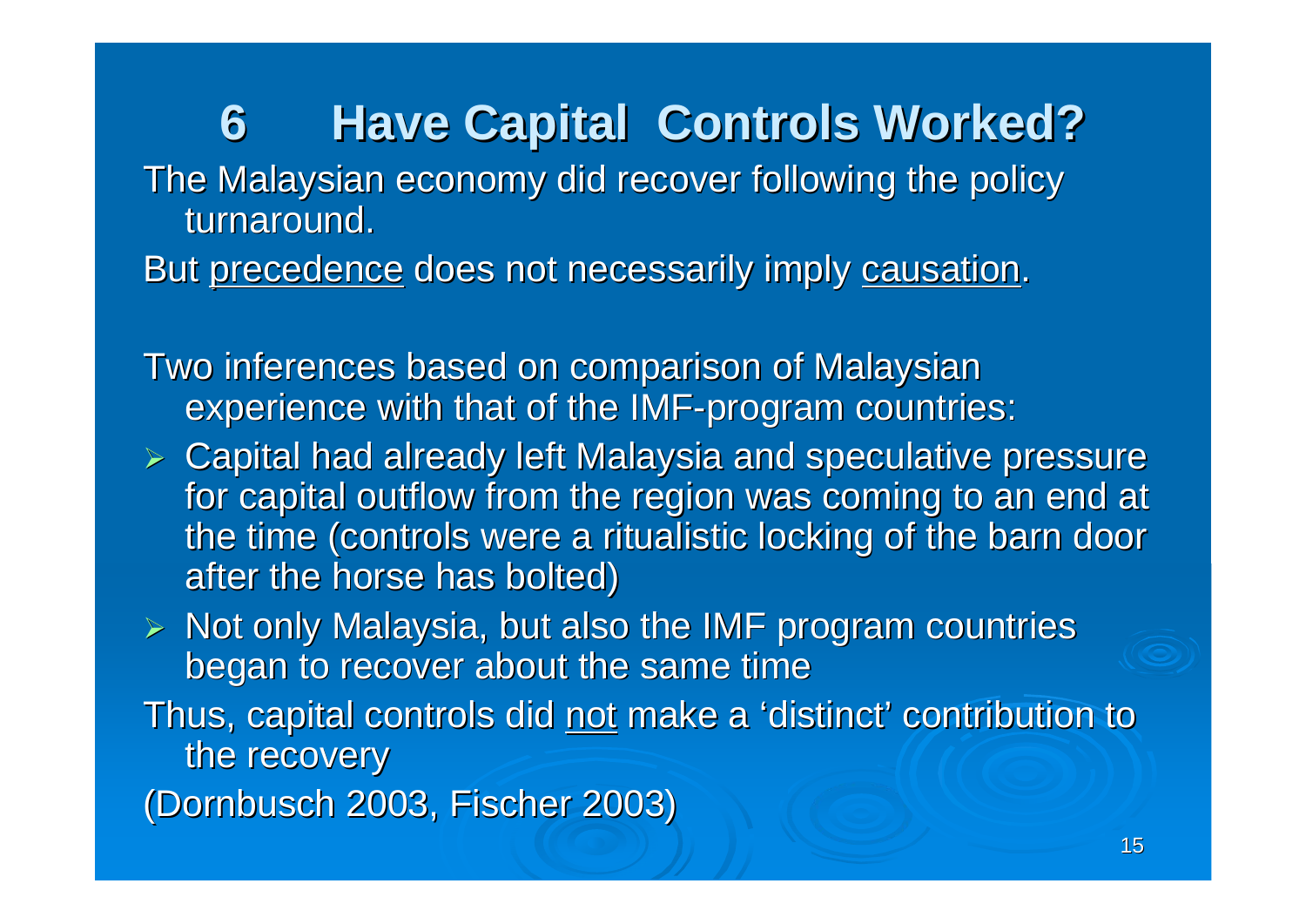# 6 Have Capital Controls Worked?

The Malaysian economy did recover following the policy turnaround.

But <u>precedence</u> does not necessarily imply <u>causation</u>.

Two inferences based on comparison of Malaysian experience with that of the IMF-program countries:

- Capital had already left Malaysia and speculative pressure for capital outflow from the region was coming to an end at the time (controls were a ritualistic locking of the barn door after the horse has bolted)
- Not only Malaysia, but also the IMF program countries began to recover about the same time

Thus, capital controls did <u>not</u> make a 'distinct' contribution to the recovery

(Dornbusch 2003, Fischer 2003)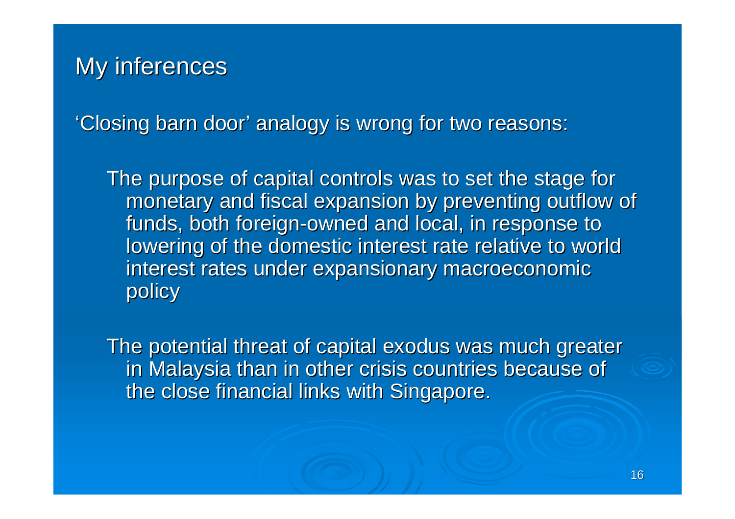## My inferences

'Closing barn door' analogy is wrong for two reasons:

The purpose of capital controls was to set the stage for monetary and fiscal expansion by preventing outflow of funds, both foreign-owned and local, in response to lowering of the domestic interest rate relative to world interest rates under expansionary macroeconomic policy

The potential threat of capital exodus was much greater in Malaysia than in other crisis countries because of the close financial links with Singapore.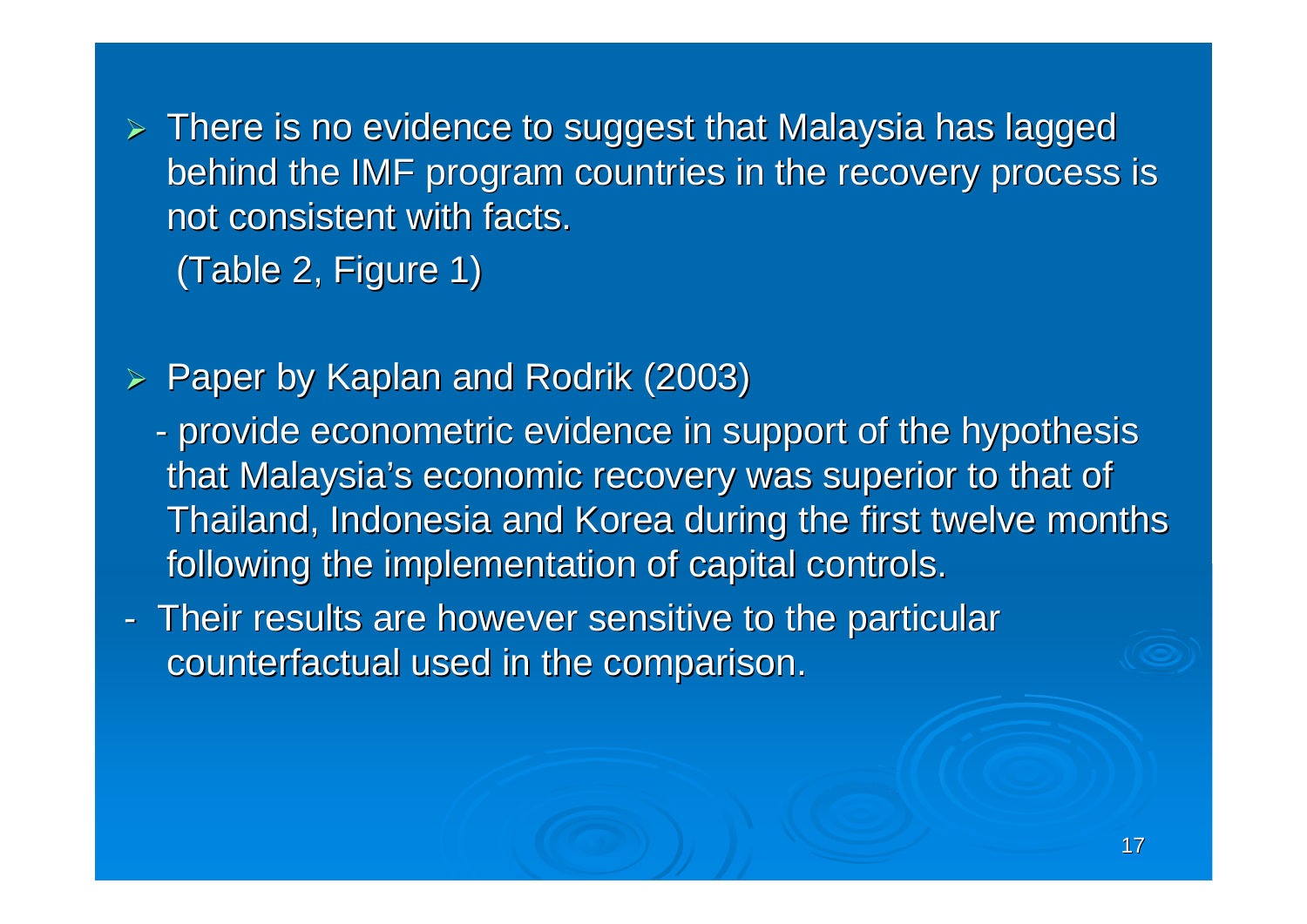- There is no evidence to suggest that Malaysia has lagged behind the IMF program countries in the recovery process is not consistent with facts.

  (Table 2, Figure 1)

- Paper by Kaplan and Rodrik (2003)

  - provide econometric evidence in support of the hypothesis that Malaysia's economic recovery was superior to that of Thailand, Indonesia and Korea during the first twelve months following the implementation of capital controls.

  - Their results are however sensitive to the particular counterfactual used in the comparison.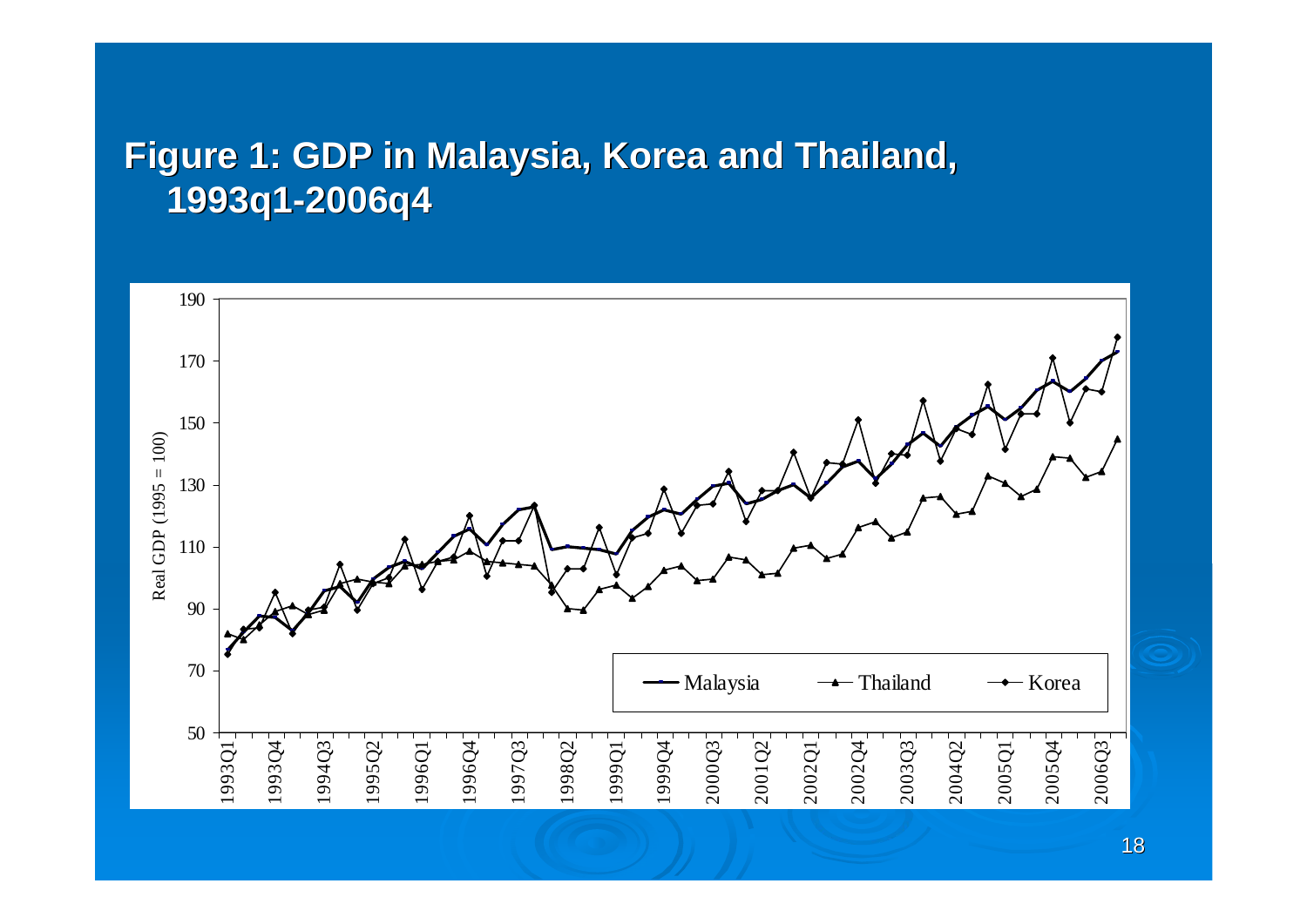# Figure 1: GDP in Malaysia, Korea and Thailand, 1993q1-2006q4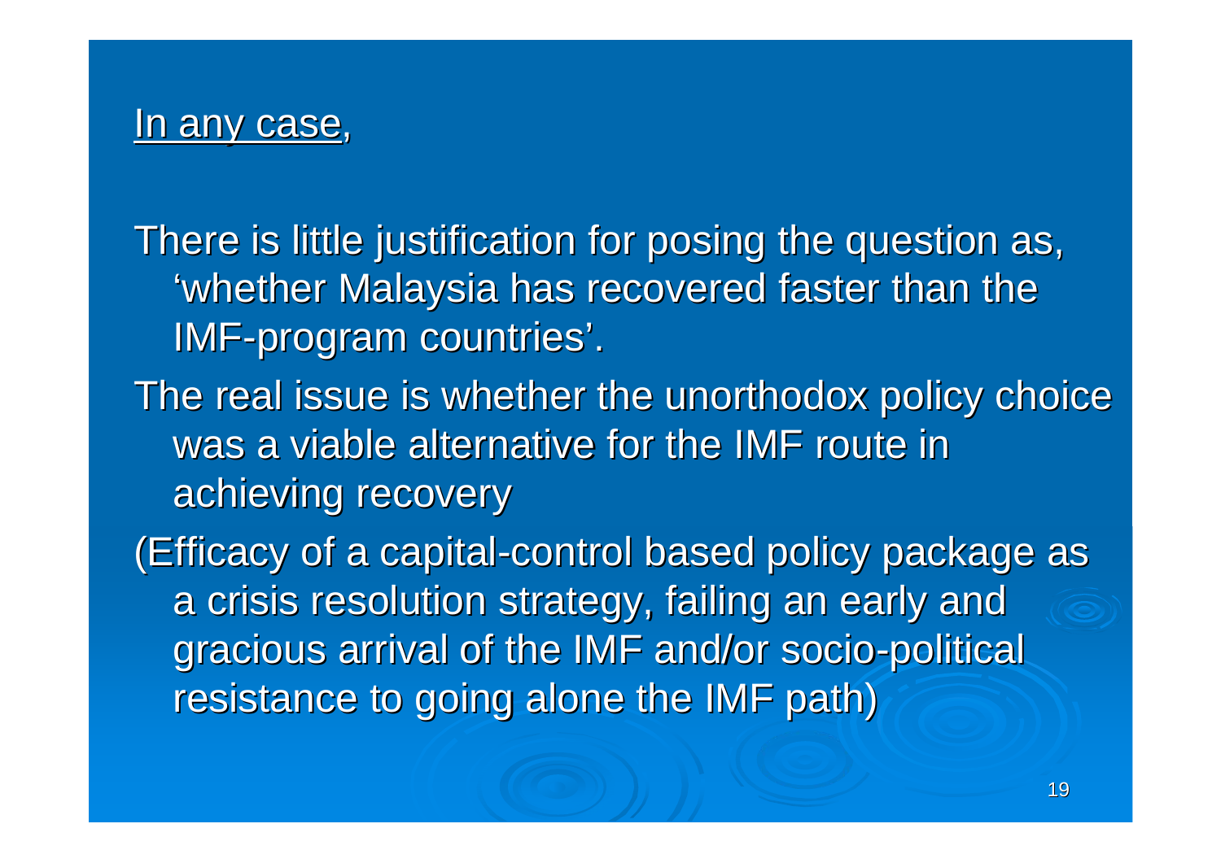<u>In any case</u>,

There is little justification for posing the question as, 'whether Malaysia has recovered faster than the IMF-program countries'.

The real issue is whether the unorthodox policy choice was a viable alternative for the IMF route in achieving recovery

(Efficacy of a capital-control based policy package as a crisis resolution strategy, failing an early and gracious arrival of the IMF and/or socio-political resistance to going alone the IMF path)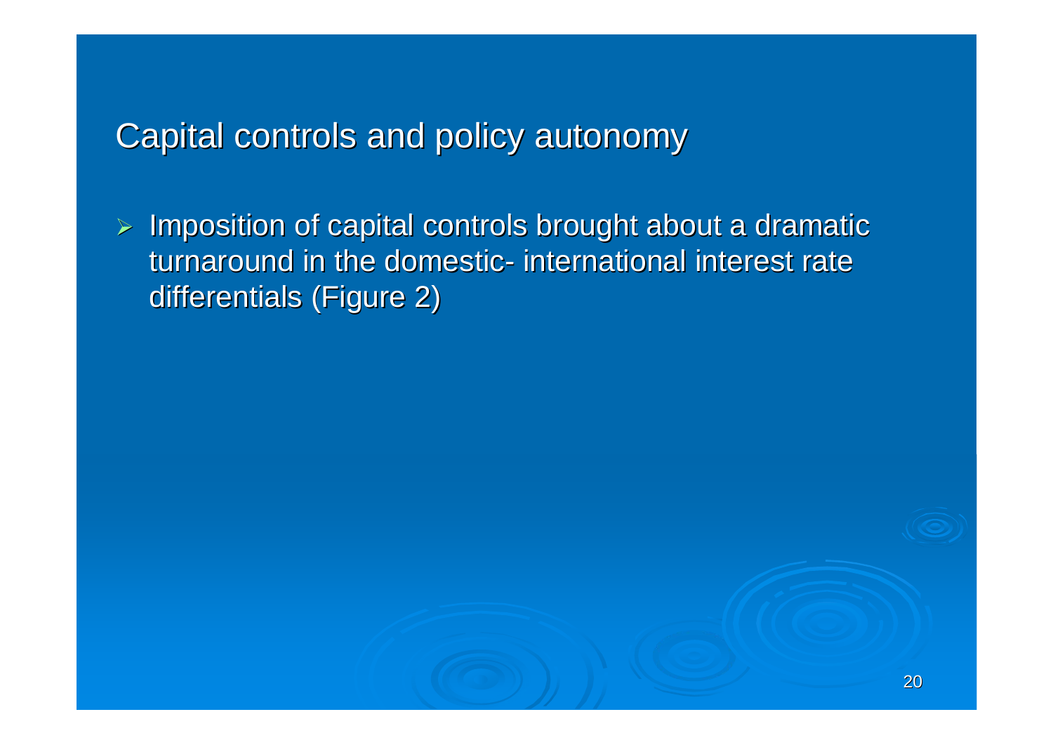## Capital controls and policy autonomy

- Imposition of capital controls brought about a dramatic turnaround in the domestic- international interest rate differentials (Figure 2)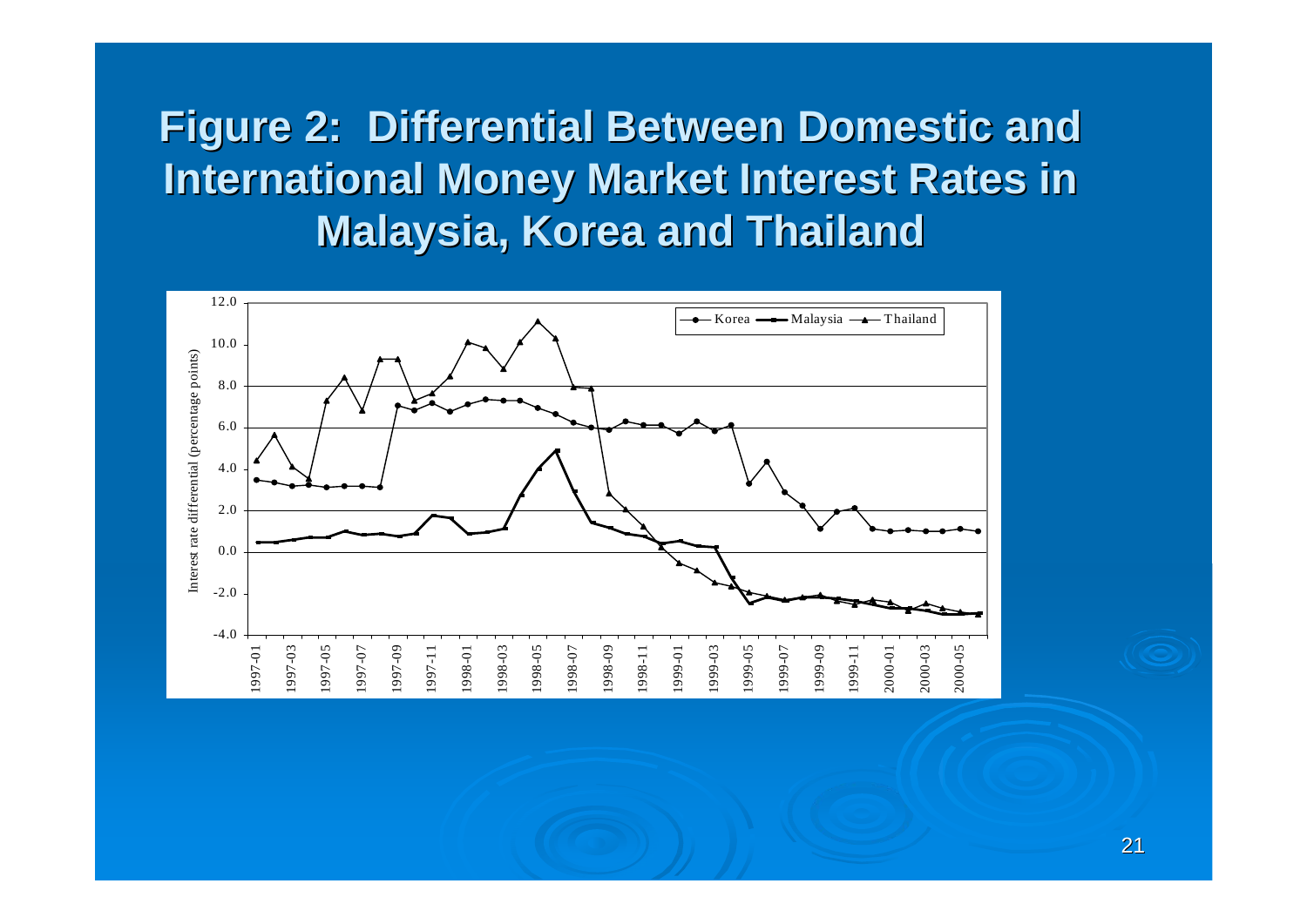# Figure 2: Differential Between Domestic and International Money Market Interest Rates in Malaysia, Korea and Thailand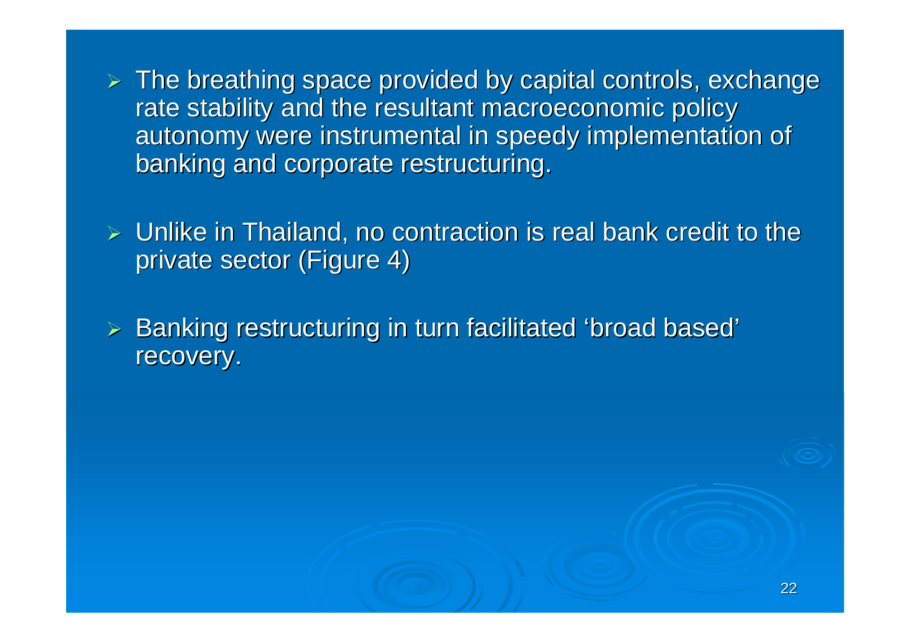- The breathing space provided by capital controls, exchange rate stability and the resultant macroeconomic policy autonomy were instrumental in speedy implementation of banking and corporate restructuring.

- Unlike in Thailand, no contraction is real bank credit to the private sector (Figure 4)

- Banking restructuring in turn facilitated 'broad based' recovery.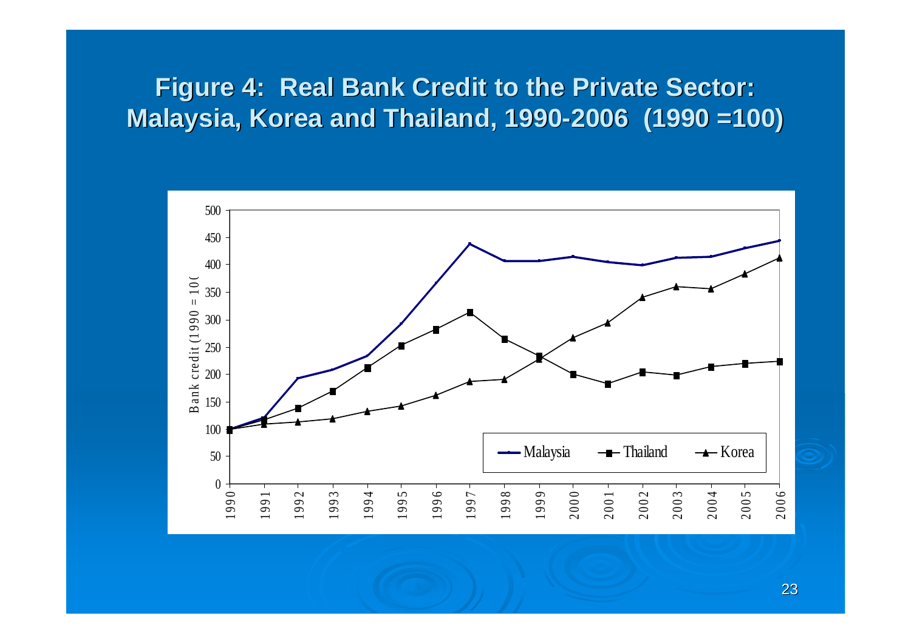# Figure 4: Real Bank Credit to the Private Sector: Malaysia, Korea and Thailand, 1990-2006 (1990 =100)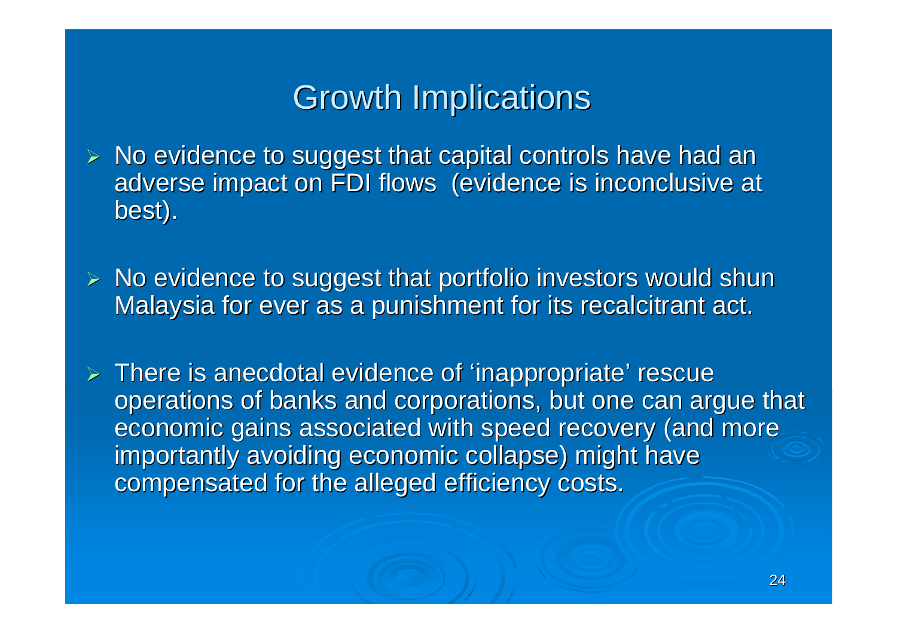# Growth Implications

- No evidence to suggest that capital controls have had an adverse impact on FDI flows (evidence is inconclusive at best).
- No evidence to suggest that portfolio investors would shun Malaysia for ever as a punishment for its recalcitrant act.
- There is anecdotal evidence of 'inappropriate' rescue operations of banks and corporations, but one can argue that economic gains associated with speed recovery (and more importantly avoiding economic collapse) might have compensated for the alleged efficiency costs.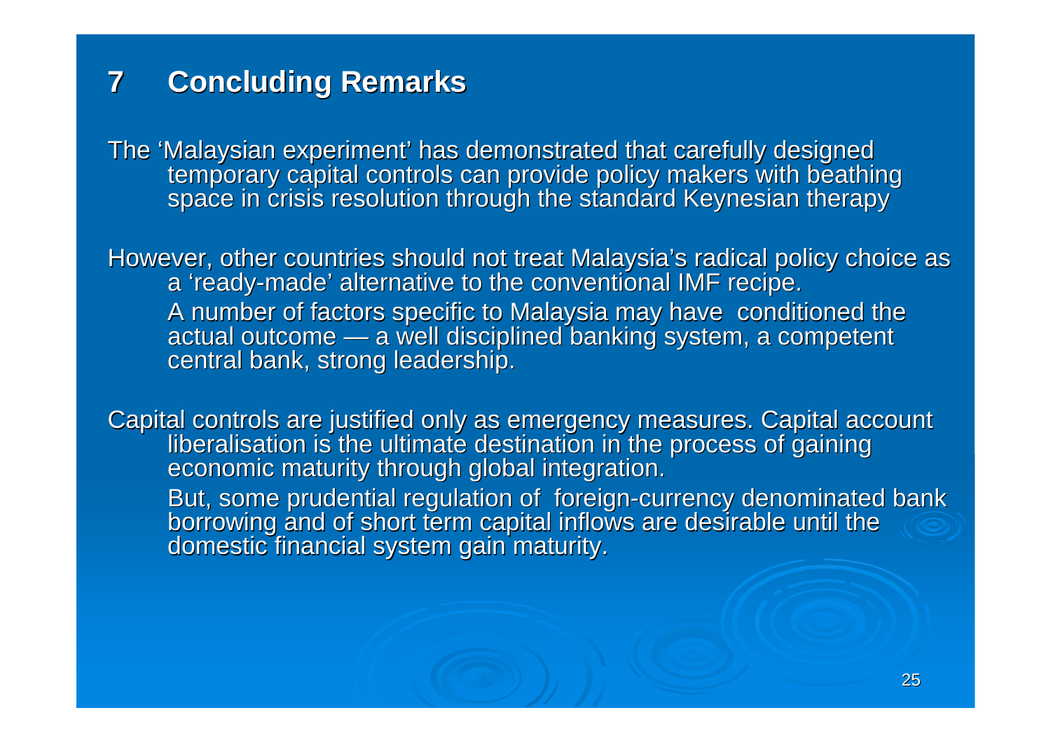## 7 Concluding Remarks

The 'Malaysian experiment' has demonstrated that carefully designed temporary capital controls can provide policy makers with beathing space in crisis resolution through the standard Keynesian therapy

However, other countries should not treat Malaysia's radical policy choice as a 'ready-made' alternative to the conventional IMF recipe.

A number of factors specific to Malaysia may have conditioned the actual outcome — a well disciplined banking system, a competent central bank, strong leadership.

Capital controls are justified only as emergency measures. Capital account liberalisation is the ultimate destination in the process of gaining economic maturity through global integration.

But, some prudential regulation of foreign-currency denominated bank borrowing and of short term capital inflows are desirable until the domestic financial system gain maturity.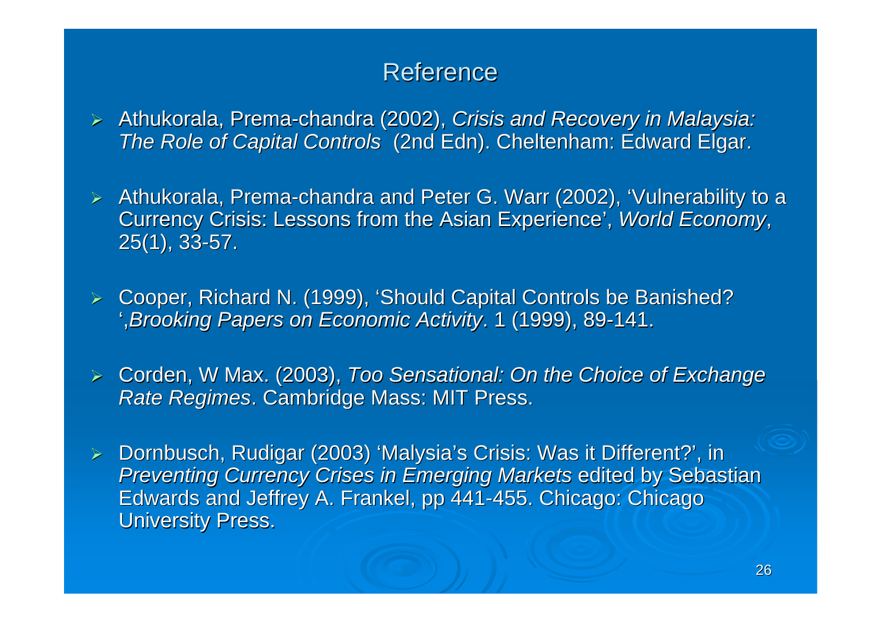# Reference

- Athukorala, Prema-chandra (2002), *Crisis and Recovery in Malaysia: The Role of Capital Controls* (2nd Edn). Cheltenham: Edward Elgar.
- Athukorala, Prema-chandra and Peter G. Warr (2002), 'Vulnerability to a Currency Crisis: Lessons from the Asian Experience', *World Economy*, 25(1), 33-57.
- Cooper, Richard N. (1999), 'Should Capital Controls be Banished? ',*Brooking Papers on Economic Activity*. 1 (1999), 89-141.
- Corden, W Max. (2003), *Too Sensational: On the Choice of Exchange Rate Regimes*. Cambridge Mass: MIT Press.
- Dornbusch, Rudigar (2003) 'Malysia's Crisis: Was it Different?', in *Preventing Currency Crises in Emerging Markets* edited by Sebastian Edwards and Jeffrey A. Frankel, pp 441-455. Chicago: Chicago University Press.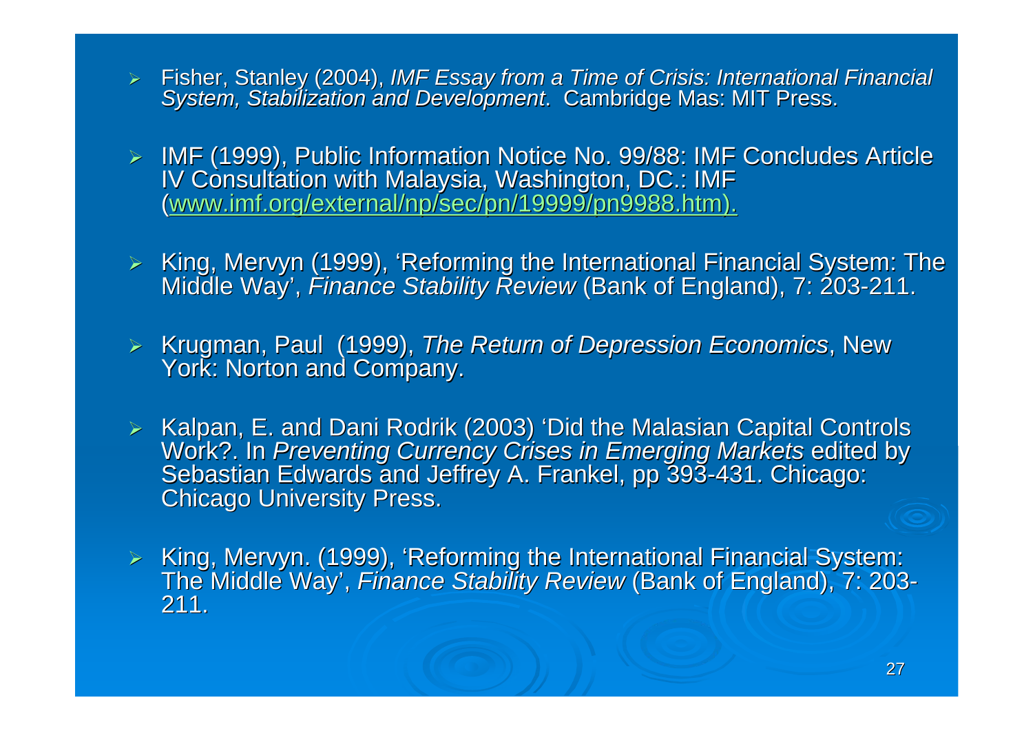- Fisher, Stanley (2004), *IMF Essay from a Time of Crisis: International Financial System, Stabilization and Development*. Cambridge Mas: MIT Press.
- IMF (1999), Public Information Notice No. 99/88: IMF Concludes Article IV Consultation with Malaysia, Washington, DC.: IMF (www.imf.org/external/np/sec/pn/19999/pn9988.htm).
- King, Mervyn (1999), 'Reforming the International Financial System: The Middle Way', *Finance Stability Review* (Bank of England), 7: 203-211.
- Krugman, Paul (1999), *The Return of Depression Economics*, New York: Norton and Company.
- Kalpan, E. and Dani Rodrik (2003) 'Did the Malasian Capital Controls Work?. In *Preventing Currency Crises in Emerging Markets* edited by Sebastian Edwards and Jeffrey A. Frankel, pp 393-431. Chicago: Chicago University Press.
- King, Mervyn. (1999), 'Reforming the International Financial System: The Middle Way', *Finance Stability Review* (Bank of England), 7: 203-211.